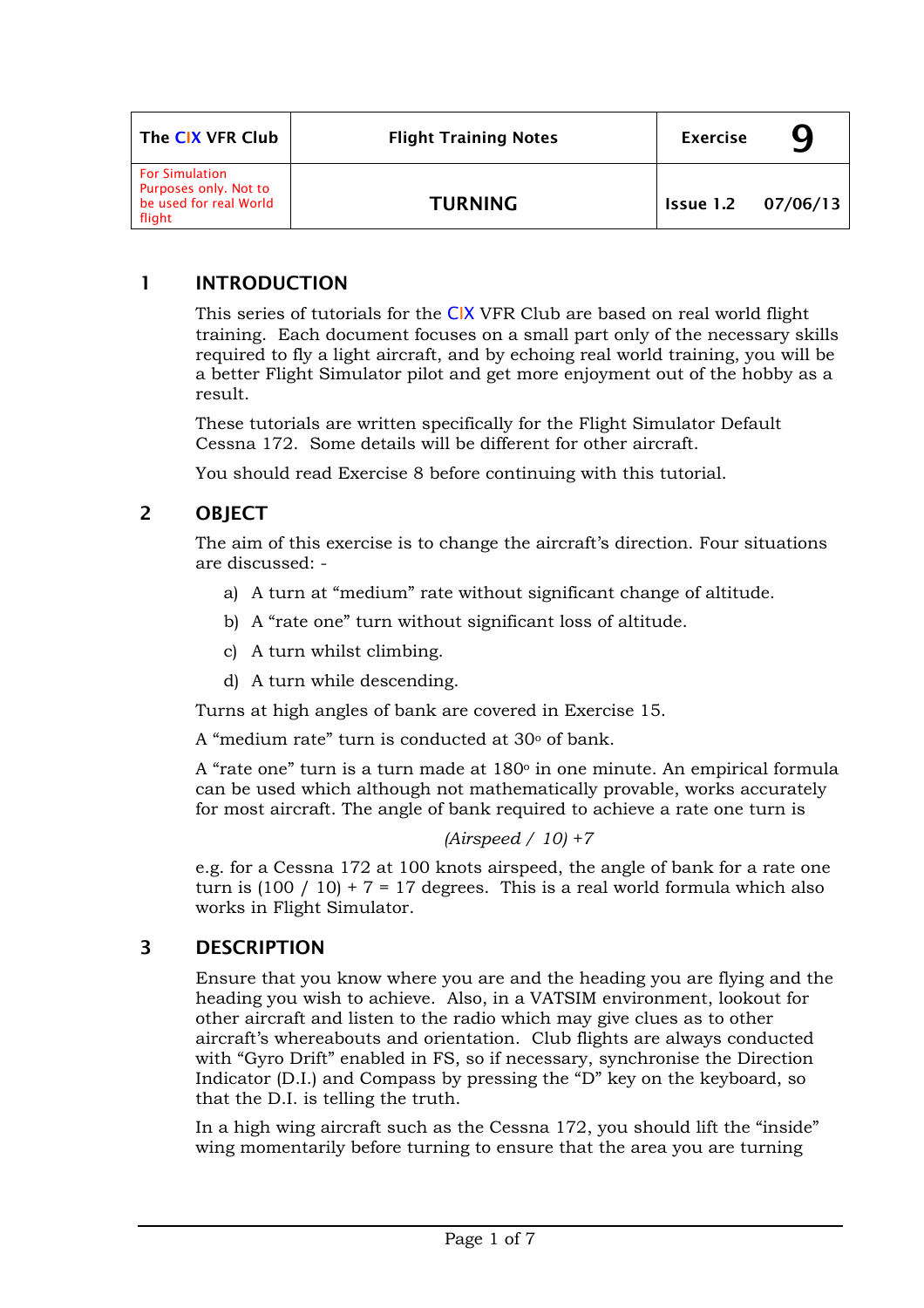| The CIX VFR Club | Flight Training Notes | Exercise | 9 |
|---|---|---|---|
| For Simulation Purposes only. Not to be used for real World flight | TURNING | Issue 1.2 | 07/06/13 |

## 1 INTRODUCTION

This series of tutorials for the CIX VFR Club are based on real world flight training. Each document focuses on a small part only of the necessary skills required to fly a light aircraft, and by echoing real world training, you will be a better Flight Simulator pilot and get more enjoyment out of the hobby as a result.

These tutorials are written specifically for the Flight Simulator Default Cessna 172. Some details will be different for other aircraft.

You should read Exercise 8 before continuing with this tutorial.

## 2 OBJECT

The aim of this exercise is to change the aircraft's direction. Four situations are discussed: -

a) A turn at "medium" rate without significant change of altitude.

b) A "rate one" turn without significant loss of altitude.

c) A turn whilst climbing.

d) A turn while descending.

Turns at high angles of bank are covered in Exercise 15.

A "medium rate" turn is conducted at 30º of bank.

A "rate one" turn is a turn made at 180º in one minute. An empirical formula can be used which although not mathematically provable, works accurately for most aircraft. The angle of bank required to achieve a rate one turn is

*(Airspeed / 10) +7*

e.g. for a Cessna 172 at 100 knots airspeed, the angle of bank for a rate one turn is (100 / 10) + 7 = 17 degrees. This is a real world formula which also works in Flight Simulator.

## 3 DESCRIPTION

Ensure that you know where you are and the heading you are flying and the heading you wish to achieve. Also, in a VATSIM environment, lookout for other aircraft and listen to the radio which may give clues as to other aircraft's whereabouts and orientation. Club flights are always conducted with "Gyro Drift" enabled in FS, so if necessary, synchronise the Direction Indicator (D.I.) and Compass by pressing the "D" key on the keyboard, so that the D.I. is telling the truth.

In a high wing aircraft such as the Cessna 172, you should lift the "inside" wing momentarily before turning to ensure that the area you are turning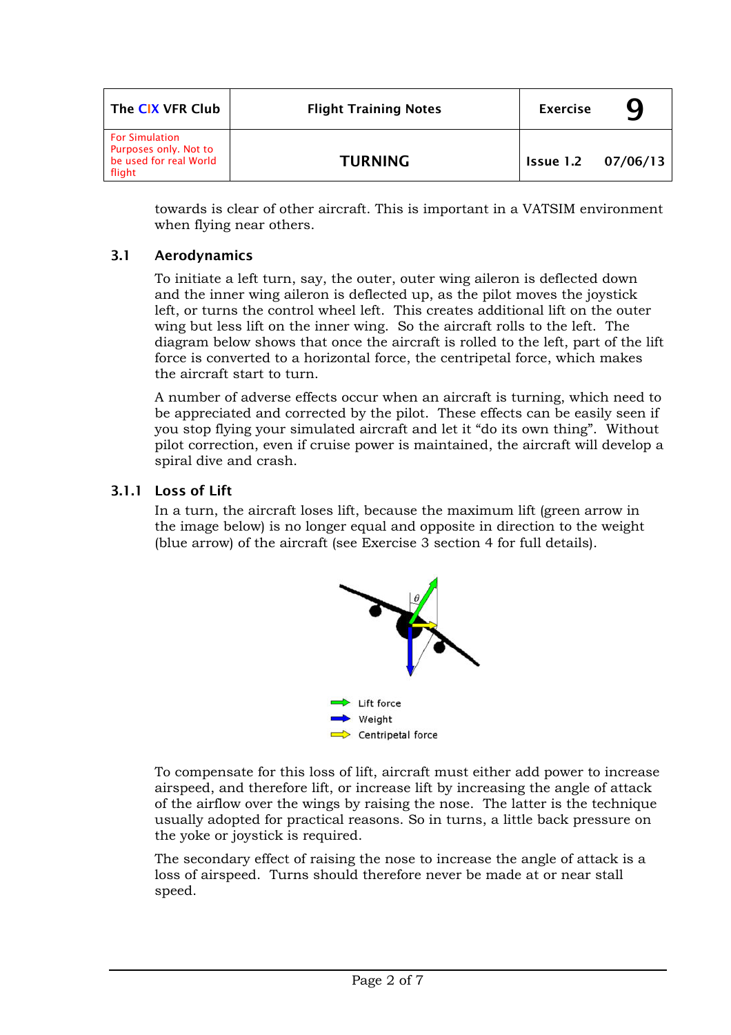towards is clear of other aircraft. This is important in a VATSIM environment when flying near others.

## 3.1 Aerodynamics

To initiate a left turn, say, the outer, outer wing aileron is deflected down and the inner wing aileron is deflected up, as the pilot moves the joystick left, or turns the control wheel left. This creates additional lift on the outer wing but less lift on the inner wing. So the aircraft rolls to the left. The diagram below shows that once the aircraft is rolled to the left, part of the lift force is converted to a horizontal force, the centripetal force, which makes the aircraft start to turn.

A number of adverse effects occur when an aircraft is turning, which need to be appreciated and corrected by the pilot. These effects can be easily seen if you stop flying your simulated aircraft and let it "do its own thing". Without pilot correction, even if cruise power is maintained, the aircraft will develop a spiral dive and crash.

### 3.1.1 Loss of Lift

In a turn, the aircraft loses lift, because the maximum lift (green arrow in the image below) is no longer equal and opposite in direction to the weight (blue arrow) of the aircraft (see Exercise 3 section 4 for full details).

Lift force
Weight
Centripetal force

To compensate for this loss of lift, aircraft must either add power to increase airspeed, and therefore lift, or increase lift by increasing the angle of attack of the airflow over the wings by raising the nose. The latter is the technique usually adopted for practical reasons. So in turns, a little back pressure on the yoke or joystick is required.

The secondary effect of raising the nose to increase the angle of attack is a loss of airspeed. Turns should therefore never be made at or near stall speed.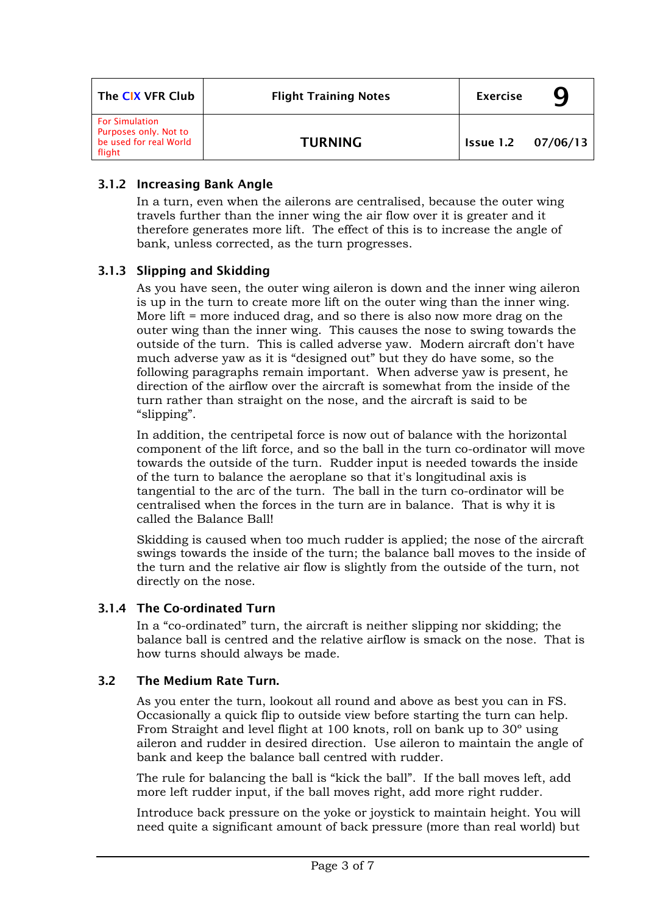### 3.1.2 Increasing Bank Angle

In a turn, even when the ailerons are centralised, because the outer wing travels further than the inner wing the air flow over it is greater and it therefore generates more lift. The effect of this is to increase the angle of bank, unless corrected, as the turn progresses.

### 3.1.3 Slipping and Skidding

As you have seen, the outer wing aileron is down and the inner wing aileron is up in the turn to create more lift on the outer wing than the inner wing. More lift = more induced drag, and so there is also now more drag on the outer wing than the inner wing. This causes the nose to swing towards the outside of the turn. This is called adverse yaw. Modern aircraft don't have much adverse yaw as it is “designed out” but they do have some, so the following paragraphs remain important. When adverse yaw is present, he direction of the airflow over the aircraft is somewhat from the inside of the turn rather than straight on the nose, and the aircraft is said to be “slipping”.

In addition, the centripetal force is now out of balance with the horizontal component of the lift force, and so the ball in the turn co-ordinator will move towards the outside of the turn. Rudder input is needed towards the inside of the turn to balance the aeroplane so that it's longitudinal axis is tangential to the arc of the turn. The ball in the turn co-ordinator will be centralised when the forces in the turn are in balance. That is why it is called the Balance Ball!

Skidding is caused when too much rudder is applied; the nose of the aircraft swings towards the inside of the turn; the balance ball moves to the inside of the turn and the relative air flow is slightly from the outside of the turn, not directly on the nose.

### 3.1.4 The Co-ordinated Turn

In a “co-ordinated” turn, the aircraft is neither slipping nor skidding; the balance ball is centred and the relative airflow is smack on the nose. That is how turns should always be made.

## 3.2 The Medium Rate Turn.

As you enter the turn, lookout all round and above as best you can in FS. Occasionally a quick flip to outside view before starting the turn can help. From Straight and level flight at 100 knots, roll on bank up to 30° using aileron and rudder in desired direction. Use aileron to maintain the angle of bank and keep the balance ball centred with rudder.

The rule for balancing the ball is “kick the ball”. If the ball moves left, add more left rudder input, if the ball moves right, add more right rudder.

Introduce back pressure on the yoke or joystick to maintain height. You will need quite a significant amount of back pressure (more than real world) but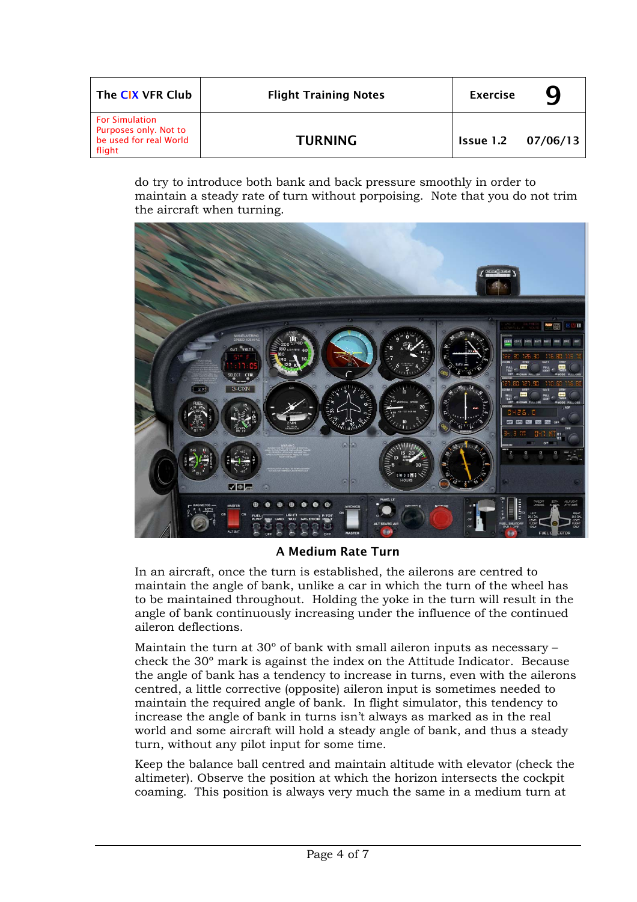do try to introduce both bank and back pressure smoothly in order to maintain a steady rate of turn without porpoising. Note that you do not trim the aircraft when turning.

**A Medium Rate Turn**

In an aircraft, once the turn is established, the ailerons are centred to maintain the angle of bank, unlike a car in which the turn of the wheel has to be maintained throughout. Holding the yoke in the turn will result in the angle of bank continuously increasing under the influence of the continued aileron deflections.

Maintain the turn at 30º of bank with small aileron inputs as necessary – check the 30º mark is against the index on the Attitude Indicator. Because the angle of bank has a tendency to increase in turns, even with the ailerons centred, a little corrective (opposite) aileron input is sometimes needed to maintain the required angle of bank. In flight simulator, this tendency to increase the angle of bank in turns isn't always as marked as in the real world and some aircraft will hold a steady angle of bank, and thus a steady turn, without any pilot input for some time.

Keep the balance ball centred and maintain altitude with elevator (check the altimeter). Observe the position at which the horizon intersects the cockpit coaming. This position is always very much the same in a medium turn at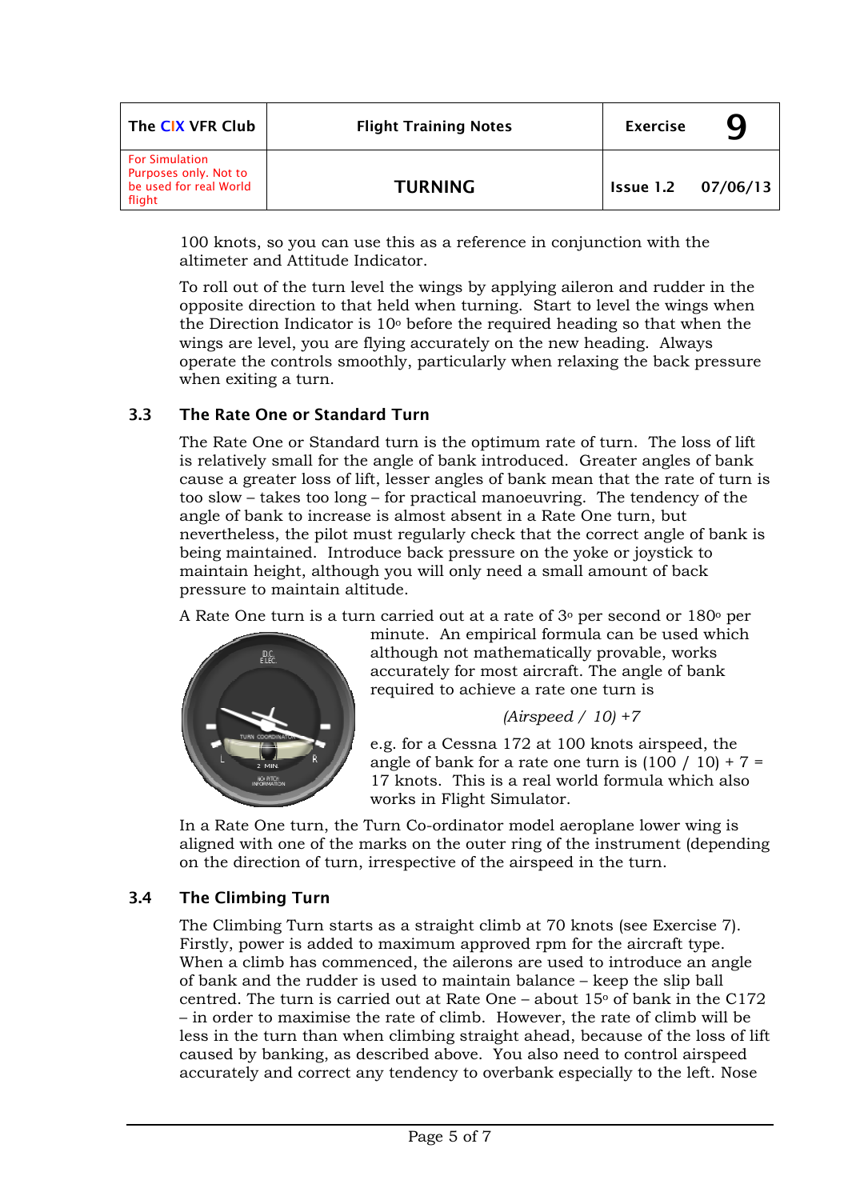100 knots, so you can use this as a reference in conjunction with the altimeter and Attitude Indicator.

To roll out of the turn level the wings by applying aileron and rudder in the opposite direction to that held when turning. Start to level the wings when the Direction Indicator is 10° before the required heading so that when the wings are level, you are flying accurately on the new heading. Always operate the controls smoothly, particularly when relaxing the back pressure when exiting a turn.

### 3.3 The Rate One or Standard Turn

The Rate One or Standard turn is the optimum rate of turn. The loss of lift is relatively small for the angle of bank introduced. Greater angles of bank cause a greater loss of lift, lesser angles of bank mean that the rate of turn is too slow – takes too long – for practical manoeuvring. The tendency of the angle of bank to increase is almost absent in a Rate One turn, but nevertheless, the pilot must regularly check that the correct angle of bank is being maintained. Introduce back pressure on the yoke or joystick to maintain height, although you will only need a small amount of back pressure to maintain altitude.

A Rate One turn is a turn carried out at a rate of 3° per second or 180° per minute. An empirical formula can be used which although not mathematically provable, works accurately for most aircraft. The angle of bank required to achieve a rate one turn is

*(Airspeed / 10) +7*

e.g. for a Cessna 172 at 100 knots airspeed, the angle of bank for a rate one turn is (100 / 10) + 7 = 17 knots. This is a real world formula which also works in Flight Simulator.

In a Rate One turn, the Turn Co-ordinator model aeroplane lower wing is aligned with one of the marks on the outer ring of the instrument (depending on the direction of turn, irrespective of the airspeed in the turn.

### 3.4 The Climbing Turn

The Climbing Turn starts as a straight climb at 70 knots (see Exercise 7). Firstly, power is added to maximum approved rpm for the aircraft type. When a climb has commenced, the ailerons are used to introduce an angle of bank and the rudder is used to maintain balance – keep the slip ball centred. The turn is carried out at Rate One – about 15° of bank in the C172 – in order to maximise the rate of climb. However, the rate of climb will be less in the turn than when climbing straight ahead, because of the loss of lift caused by banking, as described above. You also need to control airspeed accurately and correct any tendency to overbank especially to the left. Nose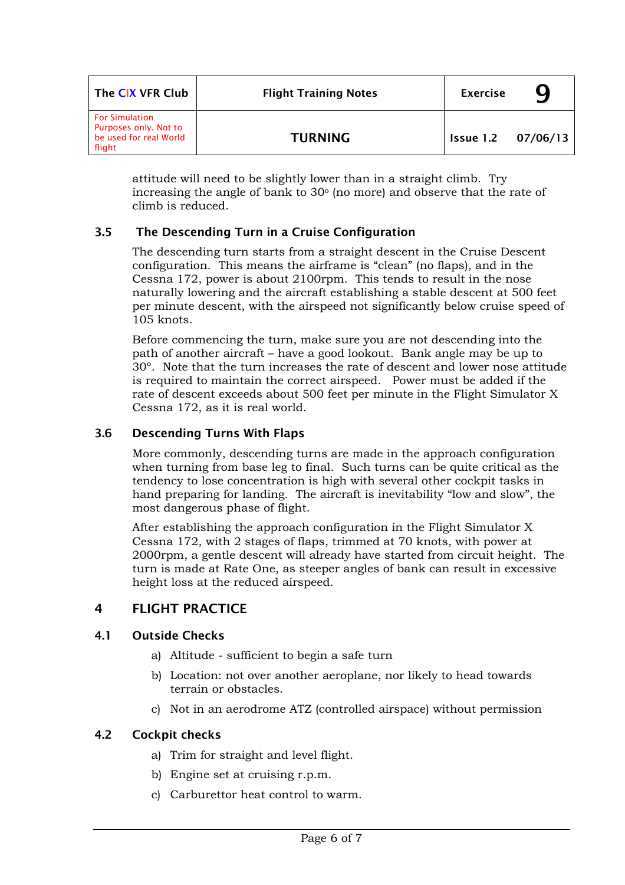attitude will need to be slightly lower than in a straight climb. Try increasing the angle of bank to 30º (no more) and observe that the rate of climb is reduced.

### 3.5 The Descending Turn in a Cruise Configuration

The descending turn starts from a straight descent in the Cruise Descent configuration. This means the airframe is "clean" (no flaps), and in the Cessna 172, power is about 2100rpm. This tends to result in the nose naturally lowering and the aircraft establishing a stable descent at 500 feet per minute descent, with the airspeed not significantly below cruise speed of 105 knots.

Before commencing the turn, make sure you are not descending into the path of another aircraft – have a good lookout. Bank angle may be up to 30º. Note that the turn increases the rate of descent and lower nose attitude is required to maintain the correct airspeed. Power must be added if the rate of descent exceeds about 500 feet per minute in the Flight Simulator X Cessna 172, as it is real world.

### 3.6 Descending Turns With Flaps

More commonly, descending turns are made in the approach configuration when turning from base leg to final. Such turns can be quite critical as the tendency to lose concentration is high with several other cockpit tasks in hand preparing for landing. The aircraft is inevitability "low and slow", the most dangerous phase of flight.

After establishing the approach configuration in the Flight Simulator X Cessna 172, with 2 stages of flaps, trimmed at 70 knots, with power at 2000rpm, a gentle descent will already have started from circuit height. The turn is made at Rate One, as steeper angles of bank can result in excessive height loss at the reduced airspeed.

## 4 FLIGHT PRACTICE

### 4.1 Outside Checks

a) Altitude - sufficient to begin a safe turn

b) Location: not over another aeroplane, nor likely to head towards terrain or obstacles.

c) Not in an aerodrome ATZ (controlled airspace) without permission

### 4.2 Cockpit checks

a) Trim for straight and level flight.

b) Engine set at cruising r.p.m.

c) Carburettor heat control to warm.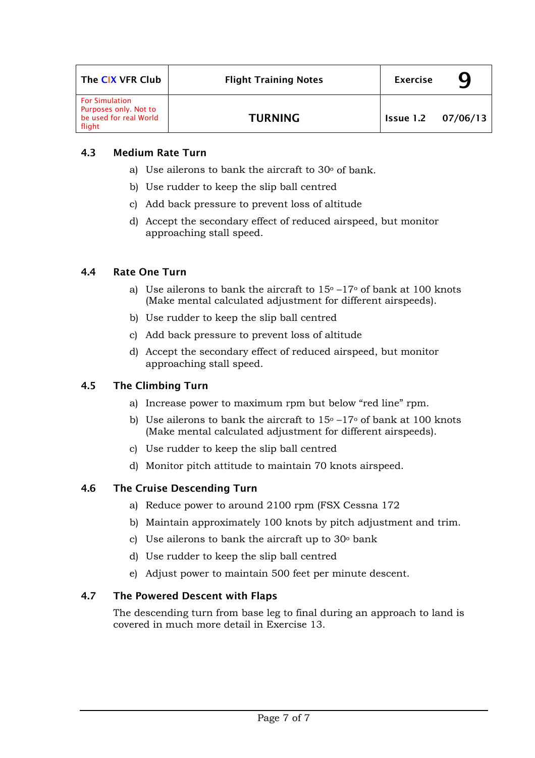### 4.3 Medium Rate Turn

a) Use ailerons to bank the aircraft to 30º of bank.

b) Use rudder to keep the slip ball centred

c) Add back pressure to prevent loss of altitude

d) Accept the secondary effect of reduced airspeed, but monitor approaching stall speed.

### 4.4 Rate One Turn

a) Use ailerons to bank the aircraft to 15º –17º of bank at 100 knots (Make mental calculated adjustment for different airspeeds).

b) Use rudder to keep the slip ball centred

c) Add back pressure to prevent loss of altitude

d) Accept the secondary effect of reduced airspeed, but monitor approaching stall speed.

### 4.5 The Climbing Turn

a) Increase power to maximum rpm but below “red line” rpm.

b) Use ailerons to bank the aircraft to 15º –17º of bank at 100 knots (Make mental calculated adjustment for different airspeeds).

c) Use rudder to keep the slip ball centred

d) Monitor pitch attitude to maintain 70 knots airspeed.

### 4.6 The Cruise Descending Turn

a) Reduce power to around 2100 rpm (FSX Cessna 172

b) Maintain approximately 100 knots by pitch adjustment and trim.

c) Use ailerons to bank the aircraft up to 30º bank

d) Use rudder to keep the slip ball centred

e) Adjust power to maintain 500 feet per minute descent.

### 4.7 The Powered Descent with Flaps

The descending turn from base leg to final during an approach to land is covered in much more detail in Exercise 13.